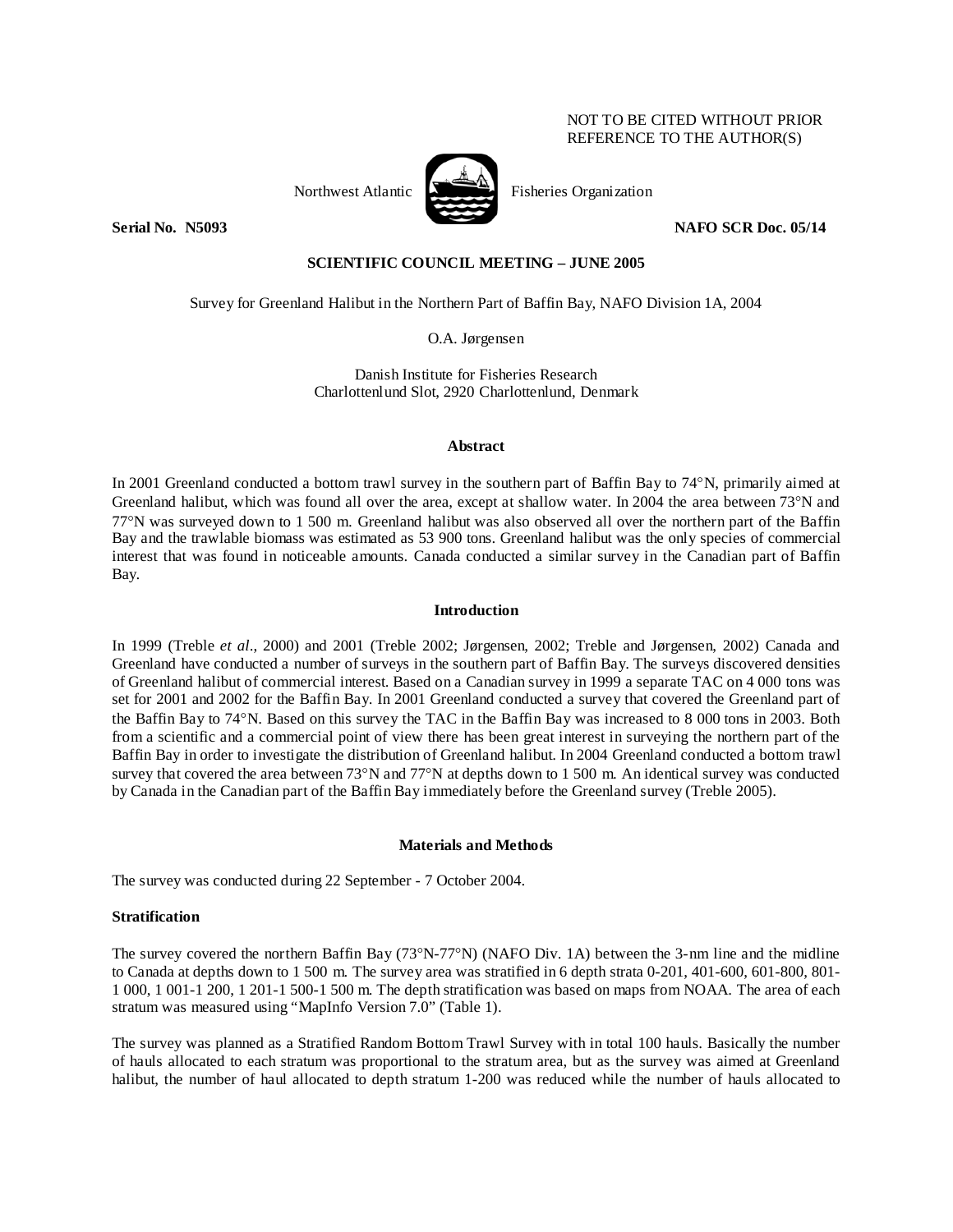NOT TO BE CITED WITHOUT PRIOR
REFERENCE TO THE AUTHOR(S)

Northwest Atlantic Fisheries Organization

**Serial No. N5093** **NAFO SCR Doc. 05/14**

**SCIENTIFIC COUNCIL MEETING – JUNE 2005**

Survey for Greenland Halibut in the Northern Part of Baffin Bay, NAFO Division 1A, 2004

O.A. Jørgensen

Danish Institute for Fisheries Research
Charlottenlund Slot, 2920 Charlottenlund, Denmark

## Abstract

In 2001 Greenland conducted a bottom trawl survey in the southern part of Baffin Bay to 74°N, primarily aimed at Greenland halibut, which was found all over the area, except at shallow water. In 2004 the area between 73°N and 77°N was surveyed down to 1 500 m. Greenland halibut was also observed all over the northern part of the Baffin Bay and the trawlable biomass was estimated as 53 900 tons. Greenland halibut was the only species of commercial interest that was found in noticeable amounts. Canada conducted a similar survey in the Canadian part of Baffin Bay.

## Introduction

In 1999 (Treble *et al*., 2000) and 2001 (Treble 2002; Jørgensen, 2002; Treble and Jørgensen, 2002) Canada and Greenland have conducted a number of surveys in the southern part of Baffin Bay. The surveys discovered densities of Greenland halibut of commercial interest. Based on a Canadian survey in 1999 a separate TAC on 4 000 tons was set for 2001 and 2002 for the Baffin Bay. In 2001 Greenland conducted a survey that covered the Greenland part of the Baffin Bay to 74°N. Based on this survey the TAC in the Baffin Bay was increased to 8 000 tons in 2003. Both from a scientific and a commercial point of view there has been great interest in surveying the northern part of the Baffin Bay in order to investigate the distribution of Greenland halibut. In 2004 Greenland conducted a bottom trawl survey that covered the area between 73°N and 77°N at depths down to 1 500 m. An identical survey was conducted by Canada in the Canadian part of the Baffin Bay immediately before the Greenland survey (Treble 2005).

## Materials and Methods

The survey was conducted during 22 September - 7 October 2004.

### Stratification

The survey covered the northern Baffin Bay (73°N-77°N) (NAFO Div. 1A) between the 3-nm line and the midline to Canada at depths down to 1 500 m. The survey area was stratified in 6 depth strata 0-201, 401-600, 601-800, 801-1 000, 1 001-1 200, 1 201-1 500-1 500 m. The depth stratification was based on maps from NOAA. The area of each stratum was measured using "MapInfo Version 7.0" (Table 1).

The survey was planned as a Stratified Random Bottom Trawl Survey with in total 100 hauls. Basically the number of hauls allocated to each stratum was proportional to the stratum area, but as the survey was aimed at Greenland halibut, the number of haul allocated to depth stratum 1-200 was reduced while the number of hauls allocated to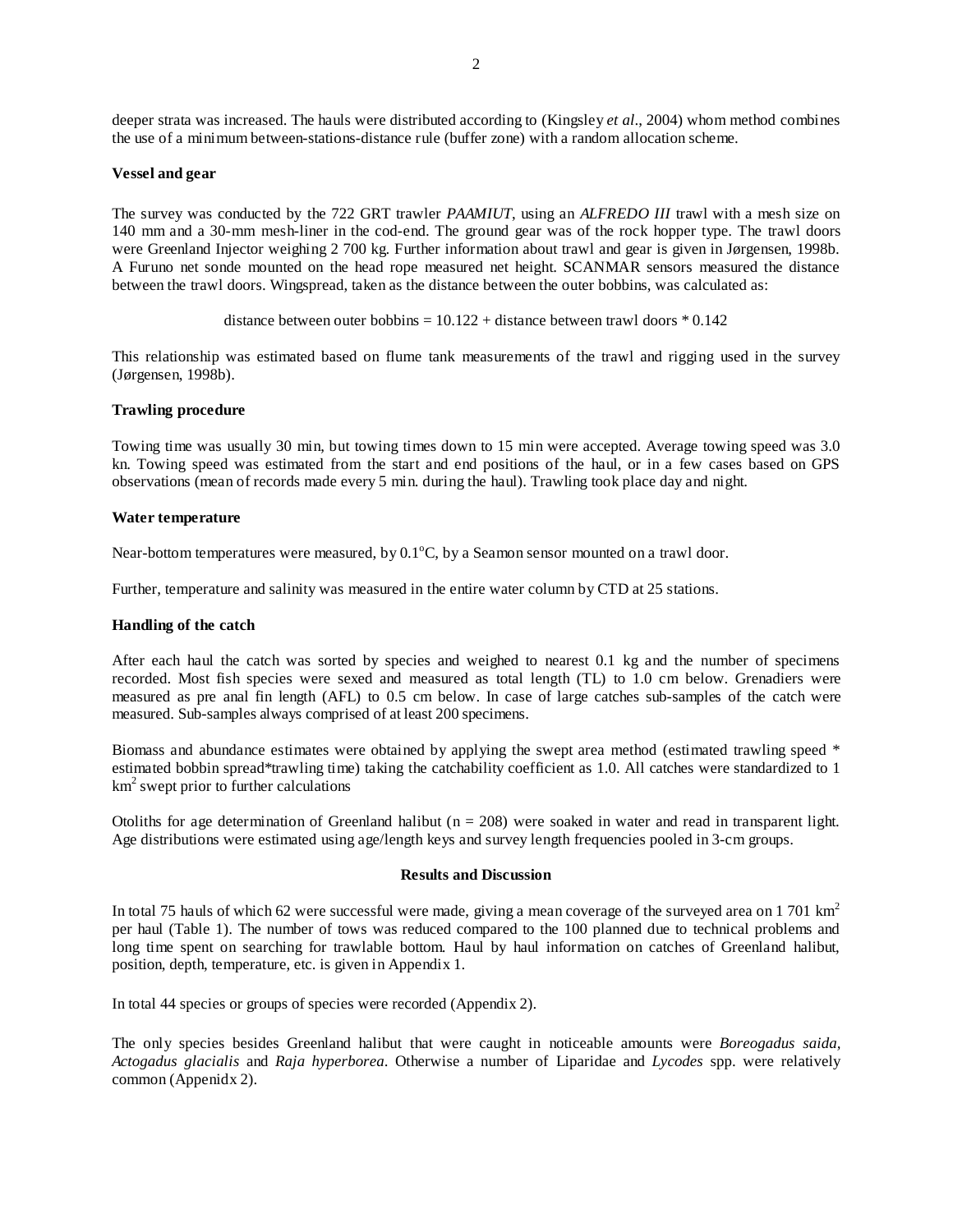deeper strata was increased. The hauls were distributed according to (Kingsley *et al*., 2004) whom method combines the use of a minimum between-stations-distance rule (buffer zone) with a random allocation scheme.

**Vessel and gear**

The survey was conducted by the 722 GRT trawler *PAAMIUT*, using an *ALFREDO III* trawl with a mesh size on 140 mm and a 30-mm mesh-liner in the cod-end. The ground gear was of the rock hopper type. The trawl doors were Greenland Injector weighing 2 700 kg. Further information about trawl and gear is given in Jørgensen, 1998b. A Furuno net sonde mounted on the head rope measured net height. SCANMAR sensors measured the distance between the trawl doors. Wingspread, taken as the distance between the outer bobbins, was calculated as:

distance between outer bobbins = 10.122 + distance between trawl doors * 0.142

This relationship was estimated based on flume tank measurements of the trawl and rigging used in the survey (Jørgensen, 1998b).

**Trawling procedure**

Towing time was usually 30 min, but towing times down to 15 min were accepted. Average towing speed was 3.0 kn. Towing speed was estimated from the start and end positions of the haul, or in a few cases based on GPS observations (mean of records made every 5 min. during the haul). Trawling took place day and night.

**Water temperature**

Near-bottom temperatures were measured, by 0.1°C, by a Seamon sensor mounted on a trawl door.

Further, temperature and salinity was measured in the entire water column by CTD at 25 stations.

**Handling of the catch**

After each haul the catch was sorted by species and weighed to nearest 0.1 kg and the number of specimens recorded. Most fish species were sexed and measured as total length (TL) to 1.0 cm below. Grenadiers were measured as pre anal fin length (AFL) to 0.5 cm below. In case of large catches sub-samples of the catch were measured. Sub-samples always comprised of at least 200 specimens.

Biomass and abundance estimates were obtained by applying the swept area method (estimated trawling speed * estimated bobbin spread*trawling time) taking the catchability coefficient as 1.0. All catches were standardized to 1 $km^2$ swept prior to further calculations

Otoliths for age determination of Greenland halibut ($n = 208$) were soaked in water and read in transparent light. Age distributions were estimated using age/length keys and survey length frequencies pooled in 3-cm groups.

**Results and Discussion**

In total 75 hauls of which 62 were successful were made, giving a mean coverage of the surveyed area on 1 701 $km^2$ per haul (Table 1). The number of tows was reduced compared to the 100 planned due to technical problems and long time spent on searching for trawlable bottom. Haul by haul information on catches of Greenland halibut, position, depth, temperature, etc. is given in Appendix 1.

In total 44 species or groups of species were recorded (Appendix 2).

The only species besides Greenland halibut that were caught in noticeable amounts were *Boreogadus saida*, *Actogadus glacialis* and *Raja hyperborea*. Otherwise a number of Liparidae and *Lycodes* spp. were relatively common (Appenidx 2).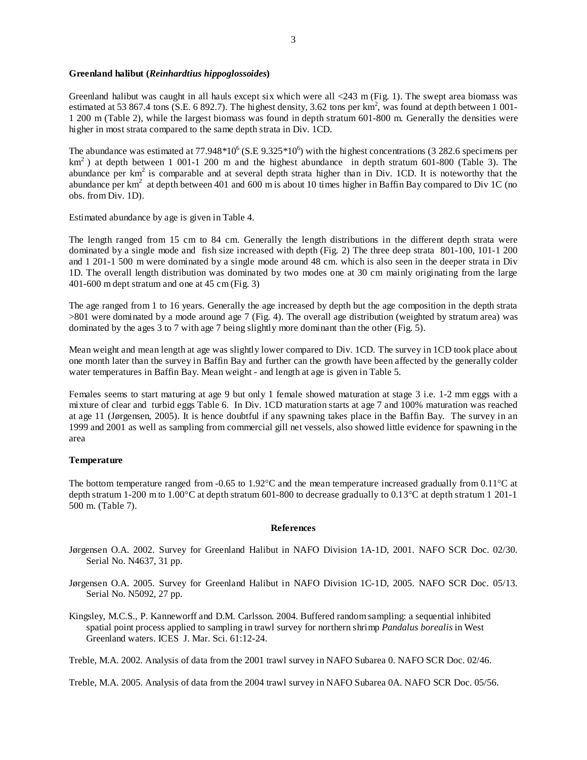**Greenland halibut (*Reinhardtius hippoglossoides*)**

Greenland halibut was caught in all hauls except six which were all <243 m (Fig. 1). The swept area biomass was estimated at 53 867.4 tons (S.E. 6 892.7). The highest density, 3.62 tons per km$^2$, was found at depth between 1 001-1 200 m (Table 2), while the largest biomass was found in depth stratum 601-800 m. Generally the densities were higher in most strata compared to the same depth strata in Div. 1CD.

The abundance was estimated at 77.948*10$^6$ (S.E 9.325*10$^6$) with the highest concentrations (3 282.6 specimens per km$^2$ ) at depth between 1 001-1 200 m and the highest abundance in depth stratum 601-800 (Table 3). The abundance per km$^2$ is comparable and at several depth strata higher than in Div. 1CD. It is noteworthy that the abundance per km$^2$ at depth between 401 and 600 m is about 10 times higher in Baffin Bay compared to Div 1C (no obs. from Div. 1D).

Estimated abundance by age is given in Table 4.

The length ranged from 15 cm to 84 cm. Generally the length distributions in the different depth strata were dominated by a single mode and fish size increased with depth (Fig. 2) The three deep strata 801-100, 101-1 200 and 1 201-1 500 m were dominated by a single mode around 48 cm. which is also seen in the deeper strata in Div 1D. The overall length distribution was dominated by two modes one at 30 cm mainly originating from the large 401-600 m dept stratum and one at 45 cm (Fig. 3)

The age ranged from 1 to 16 years. Generally the age increased by depth but the age composition in the depth strata >801 were dominated by a mode around age 7 (Fig. 4). The overall age distribution (weighted by stratum area) was dominated by the ages 3 to 7 with age 7 being slightly more dominant than the other (Fig. 5).

Mean weight and mean length at age was slightly lower compared to Div. 1CD. The survey in 1CD took place about one month later than the survey in Baffin Bay and further can the growth have been affected by the generally colder water temperatures in Baffin Bay. Mean weight - and length at age is given in Table 5.

Females seems to start maturing at age 9 but only 1 female showed maturation at stage 3 i.e. 1-2 mm eggs with a mixture of clear and turbid eggs Table 6. In Div. 1CD maturation starts at age 7 and 100% maturation was reached at age 11 (Jørgensen, 2005). It is hence doubtful if any spawning takes place in the Baffin Bay. The survey in an 1999 and 2001 as well as sampling from commercial gill net vessels, also showed little evidence for spawning in the area

**Temperature**

The bottom temperature ranged from -0.65 to 1.92°C and the mean temperature increased gradually from 0.11°C at depth stratum 1-200 m to 1.00°C at depth stratum 601-800 to decrease gradually to 0.13°C at depth stratum 1 201-1 500 m. (Table 7).

**References**

Jørgensen O.A. 2002. Survey for Greenland Halibut in NAFO Division 1A-1D, 2001. NAFO SCR Doc. 02/30. Serial No. N4637, 31 pp.

Jørgensen O.A. 2005. Survey for Greenland Halibut in NAFO Division 1C-1D, 2005. NAFO SCR Doc. 05/13. Serial No. N5092, 27 pp.

Kingsley, M.C.S., P. Kanneworff and D.M. Carlsson. 2004. Buffered random sampling: a sequential inhibited spatial point process applied to sampling in trawl survey for northern shrimp *Pandalus borealis* in West Greenland waters. ICES J. Mar. Sci. 61:12-24.

Treble, M.A. 2002. Analysis of data from the 2001 trawl survey in NAFO Subarea 0. NAFO SCR Doc. 02/46.

Treble, M.A. 2005. Analysis of data from the 2004 trawl survey in NAFO Subarea 0A. NAFO SCR Doc. 05/56.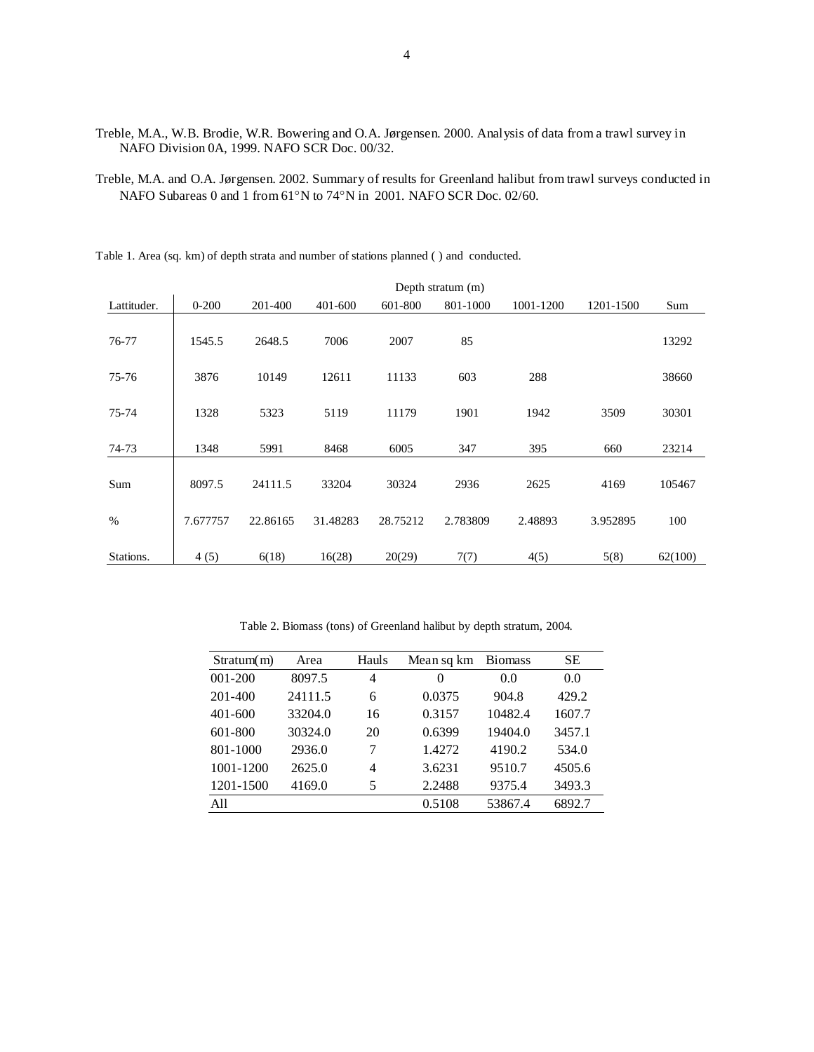Treble, M.A., W.B. Brodie, W.R. Bowering and O.A. Jørgensen. 2000. Analysis of data from a trawl survey in NAFO Division 0A, 1999. NAFO SCR Doc. 00/32.

Treble, M.A. and O.A. Jørgensen. 2002. Summary of results for Greenland halibut from trawl surveys conducted in NAFO Subareas 0 and 1 from 61°N to 74°N in 2001. NAFO SCR Doc. 02/60.

Table 1. Area (sq. km) of depth strata and number of stations planned ( ) and conducted.

| | Depth stratum (m) | | | | | | | |
|---|---|---|---|---|---|---|---|---|
| Lattituder. | 0-200 | 201-400 | 401-600 | 601-800 | 801-1000 | 1001-1200 | 1201-1500 | Sum |
| 76-77 | 1545.5 | 2648.5 | 7006 | 2007 | 85 | | | 13292 |
| 75-76 | 3876 | 10149 | 12611 | 11133 | 603 | 288 | | 38660 |
| 75-74 | 1328 | 5323 | 5119 | 11179 | 1901 | 1942 | 3509 | 30301 |
| 74-73 | 1348 | 5991 | 8468 | 6005 | 347 | 395 | 660 | 23214 |
| Sum | 8097.5 | 24111.5 | 33204 | 30324 | 2936 | 2625 | 4169 | 105467 |
| % | 7.677757 | 22.86165 | 31.48283 | 28.75212 | 2.783809 | 2.48893 | 3.952895 | 100 |
| Stations. | 4 (5) | 6(18) | 16(28) | 20(29) | 7(7) | 4(5) | 5(8) | 62(100) |

Table 2. Biomass (tons) of Greenland halibut by depth stratum, 2004.

| Stratum(m) | Area | Hauls | Mean sq km | Biomass | SE |
|---|---|---|---|---|---|
| 001-200 | 8097.5 | 4 | 0 | 0.0 | 0.0 |
| 201-400 | 24111.5 | 6 | 0.0375 | 904.8 | 429.2 |
| 401-600 | 33204.0 | 16 | 0.3157 | 10482.4 | 1607.7 |
| 601-800 | 30324.0 | 20 | 0.6399 | 19404.0 | 3457.1 |
| 801-1000 | 2936.0 | 7 | 1.4272 | 4190.2 | 534.0 |
| 1001-1200 | 2625.0 | 4 | 3.6231 | 9510.7 | 4505.6 |
| 1201-1500 | 4169.0 | 5 | 2.2488 | 9375.4 | 3493.3 |
| All | | | 0.5108 | 53867.4 | 6892.7 |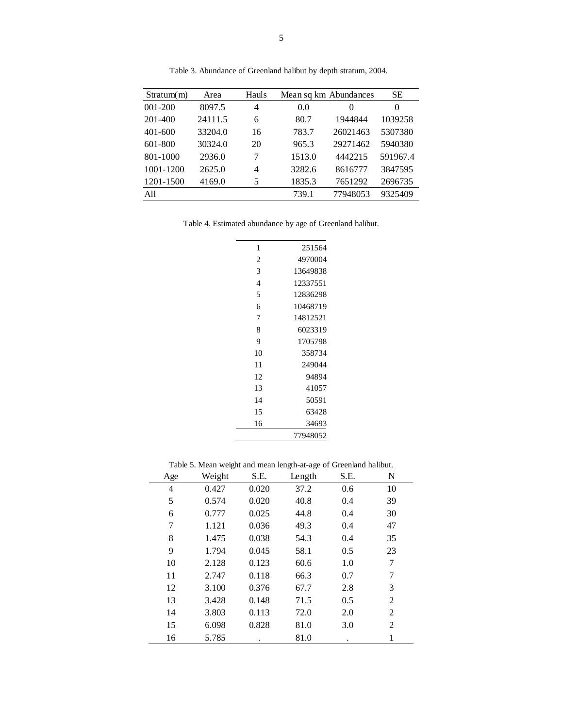Table 3. Abundance of Greenland halibut by depth stratum, 2004.

| Stratum(m) | Area | Hauls | Mean sq km | Abundances | SE |
|---|---|---|---|---|---|
| 001-200 | 8097.5 | 4 | 0.0 | 0 | 0 |
| 201-400 | 24111.5 | 6 | 80.7 | 1944844 | 1039258 |
| 401-600 | 33204.0 | 16 | 783.7 | 26021463 | 5307380 |
| 601-800 | 30324.0 | 20 | 965.3 | 29271462 | 5940380 |
| 801-1000 | 2936.0 | 7 | 1513.0 | 4442215 | 591967.4 |
| 1001-1200 | 2625.0 | 4 | 3282.6 | 8616777 | 3847595 |
| 1201-1500 | 4169.0 | 5 | 1835.3 | 7651292 | 2696735 |
| All | | | 739.1 | 77948053 | 9325409 |

Table 4. Estimated abundance by age of Greenland halibut.

| | |
|---|---|
| 1 | 251564 |
| 2 | 4970004 |
| 3 | 13649838 |
| 4 | 12337551 |
| 5 | 12836298 |
| 6 | 10468719 |
| 7 | 14812521 |
| 8 | 6023319 |
| 9 | 1705798 |
| 10 | 358734 |
| 11 | 249044 |
| 12 | 94894 |
| 13 | 41057 |
| 14 | 50591 |
| 15 | 63428 |
| 16 | 34693 |
| | 77948052 |

Table 5. Mean weight and mean length-at-age of Greenland halibut.

| Age | Weight | S.E. | Length | S.E. | N |
|---|---|---|---|---|---|
| 4 | 0.427 | 0.020 | 37.2 | 0.6 | 10 |
| 5 | 0.574 | 0.020 | 40.8 | 0.4 | 39 |
| 6 | 0.777 | 0.025 | 44.8 | 0.4 | 30 |
| 7 | 1.121 | 0.036 | 49.3 | 0.4 | 47 |
| 8 | 1.475 | 0.038 | 54.3 | 0.4 | 35 |
| 9 | 1.794 | 0.045 | 58.1 | 0.5 | 23 |
| 10 | 2.128 | 0.123 | 60.6 | 1.0 | 7 |
| 11 | 2.747 | 0.118 | 66.3 | 0.7 | 7 |
| 12 | 3.100 | 0.376 | 67.7 | 2.8 | 3 |
| 13 | 3.428 | 0.148 | 71.5 | 0.5 | 2 |
| 14 | 3.803 | 0.113 | 72.0 | 2.0 | 2 |
| 15 | 6.098 | 0.828 | 81.0 | 3.0 | 2 |
| 16 | 5.785 | . | 81.0 | . | 1 |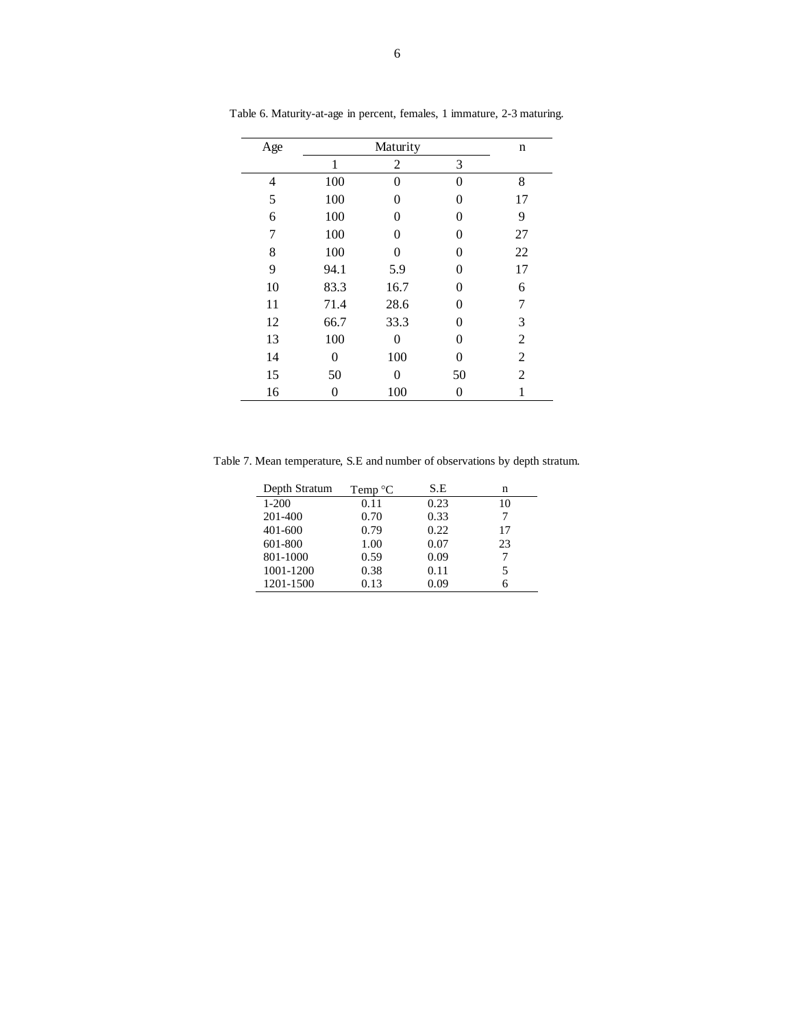Table 6. Maturity-at-age in percent, females, 1 immature, 2-3 maturing.

| Age | Maturity | | | n |
|---|---|---|---|---|
| | 1 | 2 | 3 | |
| 4 | 100 | 0 | 0 | 8 |
| 5 | 100 | 0 | 0 | 17 |
| 6 | 100 | 0 | 0 | 9 |
| 7 | 100 | 0 | 0 | 27 |
| 8 | 100 | 0 | 0 | 22 |
| 9 | 94.1 | 5.9 | 0 | 17 |
| 10 | 83.3 | 16.7 | 0 | 6 |
| 11 | 71.4 | 28.6 | 0 | 7 |
| 12 | 66.7 | 33.3 | 0 | 3 |
| 13 | 100 | 0 | 0 | 2 |
| 14 | 0 | 100 | 0 | 2 |
| 15 | 50 | 0 | 50 | 2 |
| 16 | 0 | 100 | 0 | 1 |

Table 7. Mean temperature, S.E and number of observations by depth stratum.

| Depth Stratum | Temp °C | S.E | n |
|---|---|---|---|
| 1-200 | 0.11 | 0.23 | 10 |
| 201-400 | 0.70 | 0.33 | 7 |
| 401-600 | 0.79 | 0.22 | 17 |
| 601-800 | 1.00 | 0.07 | 23 |
| 801-1000 | 0.59 | 0.09 | 7 |
| 1001-1200 | 0.38 | 0.11 | 5 |
| 1201-1500 | 0.13 | 0.09 | 6 |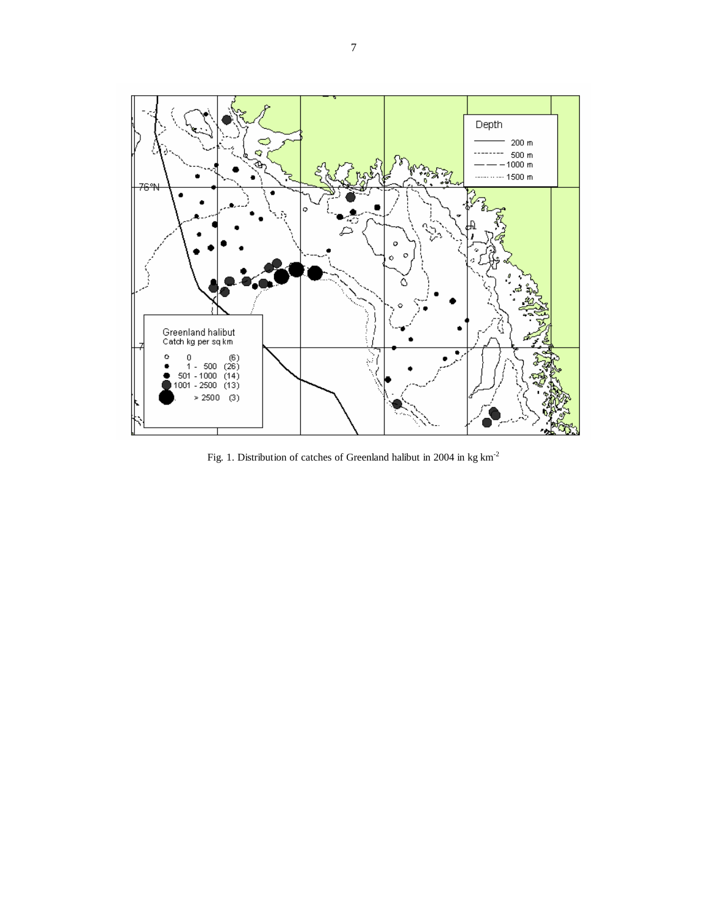Fig. 1. Distribution of catches of Greenland halibut in 2004 in kg km$^{-2}$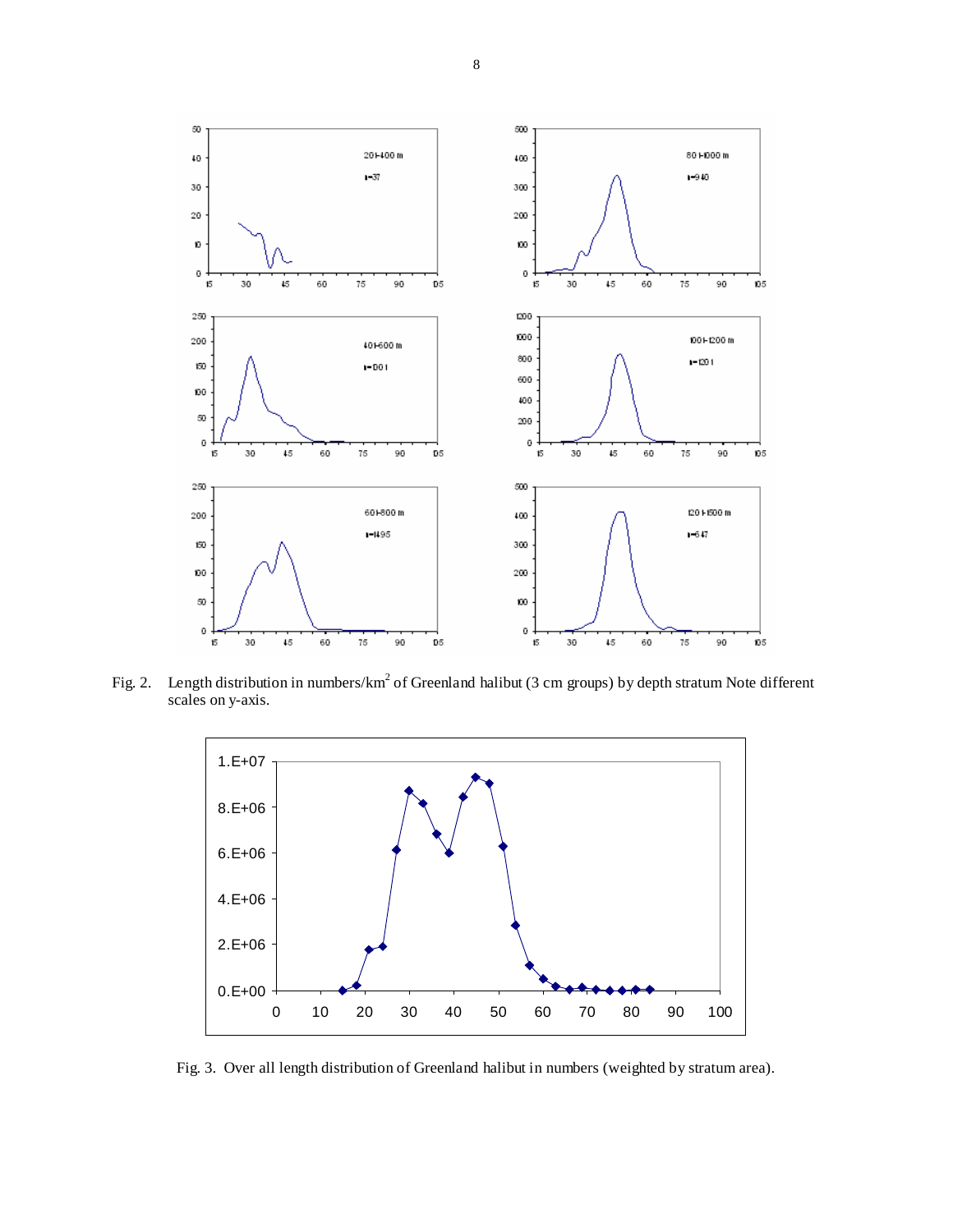Fig. 2. Length distribution in numbers/km$^2$ of Greenland halibut (3 cm groups) by depth stratum Note different scales on y-axis.

Fig. 3. Over all length distribution of Greenland halibut in numbers (weighted by stratum area).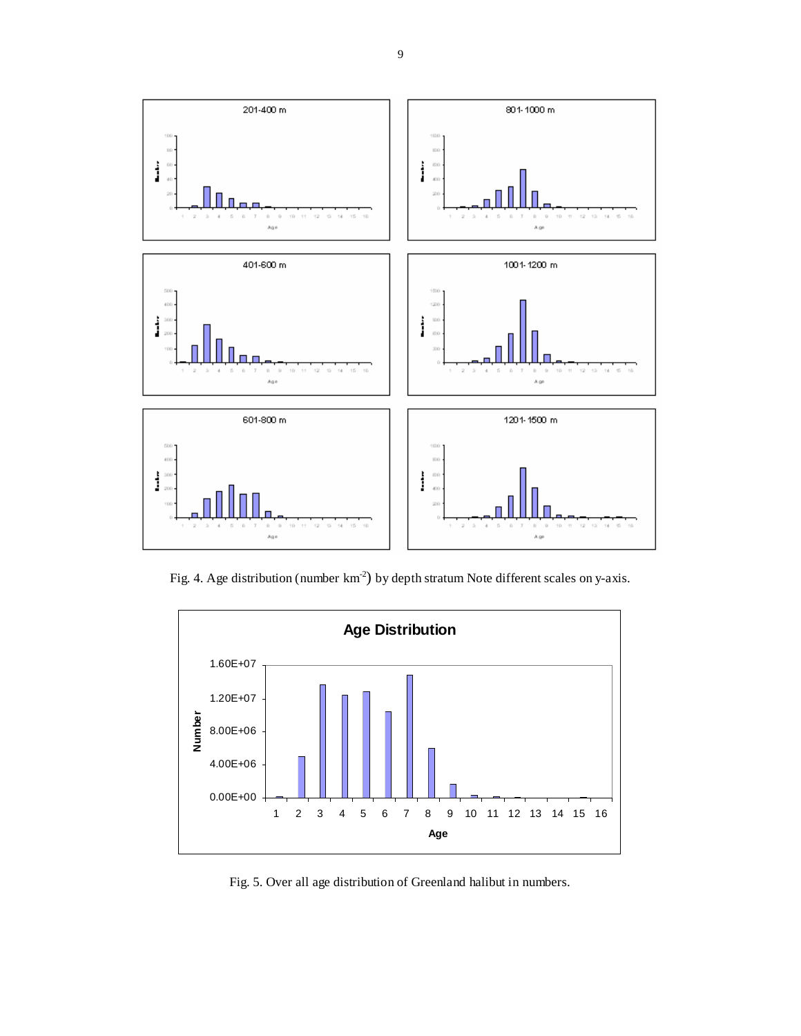Fig. 4. Age distribution (number $km^{-2}$) by depth stratum Note different scales on y-axis.

Fig. 5. Over all age distribution of Greenland halibut in numbers.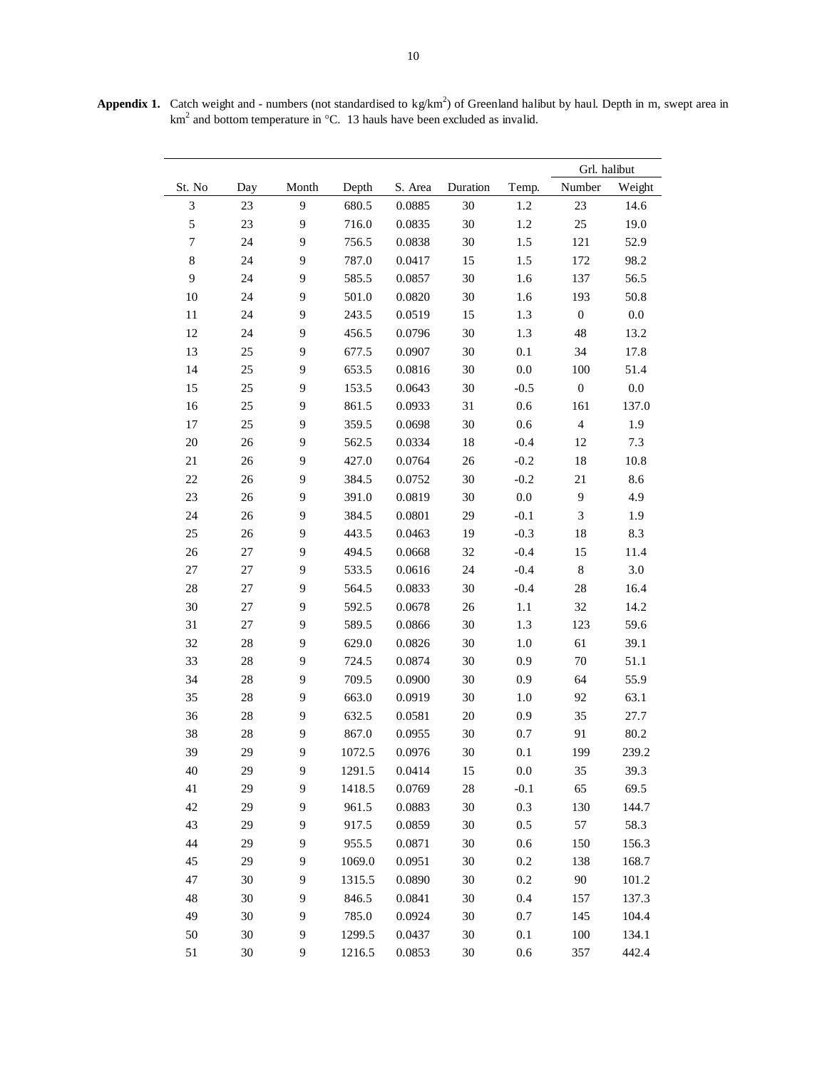**Appendix 1.** Catch weight and - numbers (not standardised to kg/km$^2$) of Greenland halibut by haul. Depth in m, swept area in km$^2$ and bottom temperature in °C. 13 hauls have been excluded as invalid.

| | | | | | | | Grl. halibut | |
|---|---|---|---|---|---|---|---|---|
| St. No | Day | Month | Depth | S. Area | Duration | Temp. | Number | Weight |
| 3 | 23 | 9 | 680.5 | 0.0885 | 30 | 1.2 | 23 | 14.6 |
| 5 | 23 | 9 | 716.0 | 0.0835 | 30 | 1.2 | 25 | 19.0 |
| 7 | 24 | 9 | 756.5 | 0.0838 | 30 | 1.5 | 121 | 52.9 |
| 8 | 24 | 9 | 787.0 | 0.0417 | 15 | 1.5 | 172 | 98.2 |
| 9 | 24 | 9 | 585.5 | 0.0857 | 30 | 1.6 | 137 | 56.5 |
| 10 | 24 | 9 | 501.0 | 0.0820 | 30 | 1.6 | 193 | 50.8 |
| 11 | 24 | 9 | 243.5 | 0.0519 | 15 | 1.3 | 0 | 0.0 |
| 12 | 24 | 9 | 456.5 | 0.0796 | 30 | 1.3 | 48 | 13.2 |
| 13 | 25 | 9 | 677.5 | 0.0907 | 30 | 0.1 | 34 | 17.8 |
| 14 | 25 | 9 | 653.5 | 0.0816 | 30 | 0.0 | 100 | 51.4 |
| 15 | 25 | 9 | 153.5 | 0.0643 | 30 | -0.5 | 0 | 0.0 |
| 16 | 25 | 9 | 861.5 | 0.0933 | 31 | 0.6 | 161 | 137.0 |
| 17 | 25 | 9 | 359.5 | 0.0698 | 30 | 0.6 | 4 | 1.9 |
| 20 | 26 | 9 | 562.5 | 0.0334 | 18 | -0.4 | 12 | 7.3 |
| 21 | 26 | 9 | 427.0 | 0.0764 | 26 | -0.2 | 18 | 10.8 |
| 22 | 26 | 9 | 384.5 | 0.0752 | 30 | -0.2 | 21 | 8.6 |
| 23 | 26 | 9 | 391.0 | 0.0819 | 30 | 0.0 | 9 | 4.9 |
| 24 | 26 | 9 | 384.5 | 0.0801 | 29 | -0.1 | 3 | 1.9 |
| 25 | 26 | 9 | 443.5 | 0.0463 | 19 | -0.3 | 18 | 8.3 |
| 26 | 27 | 9 | 494.5 | 0.0668 | 32 | -0.4 | 15 | 11.4 |
| 27 | 27 | 9 | 533.5 | 0.0616 | 24 | -0.4 | 8 | 3.0 |
| 28 | 27 | 9 | 564.5 | 0.0833 | 30 | -0.4 | 28 | 16.4 |
| 30 | 27 | 9 | 592.5 | 0.0678 | 26 | 1.1 | 32 | 14.2 |
| 31 | 27 | 9 | 589.5 | 0.0866 | 30 | 1.3 | 123 | 59.6 |
| 32 | 28 | 9 | 629.0 | 0.0826 | 30 | 1.0 | 61 | 39.1 |
| 33 | 28 | 9 | 724.5 | 0.0874 | 30 | 0.9 | 70 | 51.1 |
| 34 | 28 | 9 | 709.5 | 0.0900 | 30 | 0.9 | 64 | 55.9 |
| 35 | 28 | 9 | 663.0 | 0.0919 | 30 | 1.0 | 92 | 63.1 |
| 36 | 28 | 9 | 632.5 | 0.0581 | 20 | 0.9 | 35 | 27.7 |
| 38 | 28 | 9 | 867.0 | 0.0955 | 30 | 0.7 | 91 | 80.2 |
| 39 | 29 | 9 | 1072.5 | 0.0976 | 30 | 0.1 | 199 | 239.2 |
| 40 | 29 | 9 | 1291.5 | 0.0414 | 15 | 0.0 | 35 | 39.3 |
| 41 | 29 | 9 | 1418.5 | 0.0769 | 28 | -0.1 | 65 | 69.5 |
| 42 | 29 | 9 | 961.5 | 0.0883 | 30 | 0.3 | 130 | 144.7 |
| 43 | 29 | 9 | 917.5 | 0.0859 | 30 | 0.5 | 57 | 58.3 |
| 44 | 29 | 9 | 955.5 | 0.0871 | 30 | 0.6 | 150 | 156.3 |
| 45 | 29 | 9 | 1069.0 | 0.0951 | 30 | 0.2 | 138 | 168.7 |
| 47 | 30 | 9 | 1315.5 | 0.0890 | 30 | 0.2 | 90 | 101.2 |
| 48 | 30 | 9 | 846.5 | 0.0841 | 30 | 0.4 | 157 | 137.3 |
| 49 | 30 | 9 | 785.0 | 0.0924 | 30 | 0.7 | 145 | 104.4 |
| 50 | 30 | 9 | 1299.5 | 0.0437 | 30 | 0.1 | 100 | 134.1 |
| 51 | 30 | 9 | 1216.5 | 0.0853 | 30 | 0.6 | 357 | 442.4 |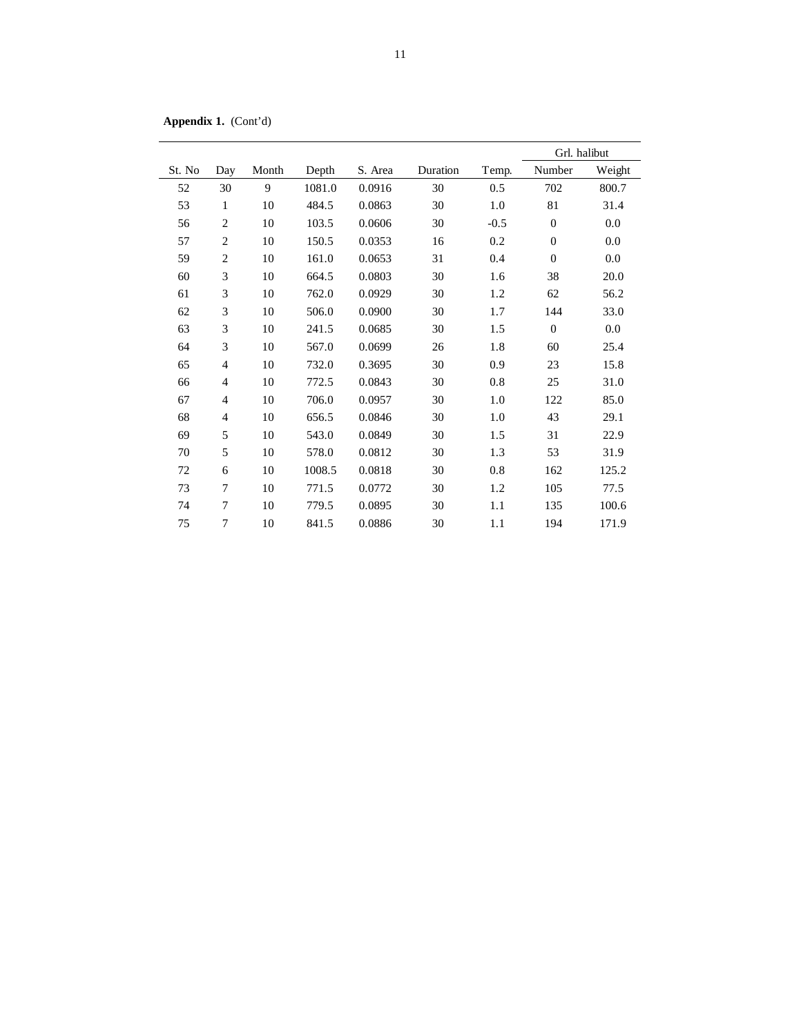**Appendix 1.** (Cont'd)

| St. No | Day | Month | Depth | S. Area | Duration | Temp. | Grl. halibut | |
|---|---|---|---|---|---|---|---|---|
| | | | | | | | Number | Weight |
| 52 | 30 | 9 | 1081.0 | 0.0916 | 30 | 0.5 | 702 | 800.7 |
| 53 | 1 | 10 | 484.5 | 0.0863 | 30 | 1.0 | 81 | 31.4 |
| 56 | 2 | 10 | 103.5 | 0.0606 | 30 | -0.5 | 0 | 0.0 |
| 57 | 2 | 10 | 150.5 | 0.0353 | 16 | 0.2 | 0 | 0.0 |
| 59 | 2 | 10 | 161.0 | 0.0653 | 31 | 0.4 | 0 | 0.0 |
| 60 | 3 | 10 | 664.5 | 0.0803 | 30 | 1.6 | 38 | 20.0 |
| 61 | 3 | 10 | 762.0 | 0.0929 | 30 | 1.2 | 62 | 56.2 |
| 62 | 3 | 10 | 506.0 | 0.0900 | 30 | 1.7 | 144 | 33.0 |
| 63 | 3 | 10 | 241.5 | 0.0685 | 30 | 1.5 | 0 | 0.0 |
| 64 | 3 | 10 | 567.0 | 0.0699 | 26 | 1.8 | 60 | 25.4 |
| 65 | 4 | 10 | 732.0 | 0.3695 | 30 | 0.9 | 23 | 15.8 |
| 66 | 4 | 10 | 772.5 | 0.0843 | 30 | 0.8 | 25 | 31.0 |
| 67 | 4 | 10 | 706.0 | 0.0957 | 30 | 1.0 | 122 | 85.0 |
| 68 | 4 | 10 | 656.5 | 0.0846 | 30 | 1.0 | 43 | 29.1 |
| 69 | 5 | 10 | 543.0 | 0.0849 | 30 | 1.5 | 31 | 22.9 |
| 70 | 5 | 10 | 578.0 | 0.0812 | 30 | 1.3 | 53 | 31.9 |
| 72 | 6 | 10 | 1008.5 | 0.0818 | 30 | 0.8 | 162 | 125.2 |
| 73 | 7 | 10 | 771.5 | 0.0772 | 30 | 1.2 | 105 | 77.5 |
| 74 | 7 | 10 | 779.5 | 0.0895 | 30 | 1.1 | 135 | 100.6 |
| 75 | 7 | 10 | 841.5 | 0.0886 | 30 | 1.1 | 194 | 171.9 |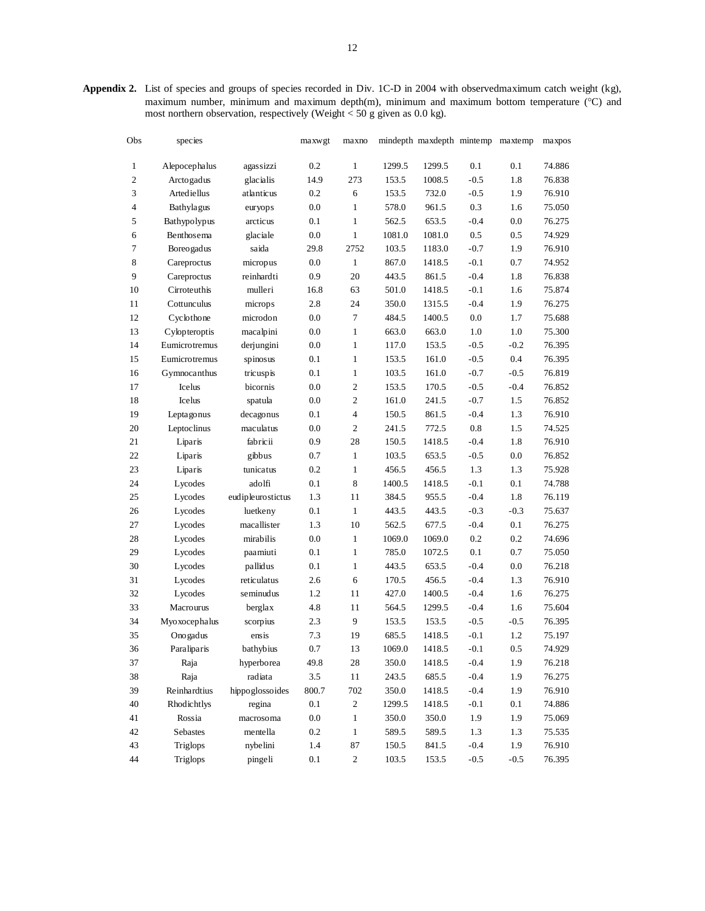**Appendix 2.** List of species and groups of species recorded in Div. 1C-D in 2004 with observedmaximum catch weight (kg), maximum number, minimum and maximum depth(m), minimum and maximum bottom temperature (°C) and most northern observation, respectively (Weight < 50 g given as 0.0 kg).

| Obs | species | | maxwgt | maxno | mindepth | maxdepth | mintemp | maxtemp | maxpos |
|---|---|---|---|---|---|---|---|---|---|
| 1 | Alepocephalus | agassizzi | 0.2 | 1 | 1299.5 | 1299.5 | 0.1 | 0.1 | 74.886 |
| 2 | Arctogadus | glacialis | 14.9 | 273 | 153.5 | 1008.5 | -0.5 | 1.8 | 76.838 |
| 3 | Artediellus | atlanticus | 0.2 | 6 | 153.5 | 732.0 | -0.5 | 1.9 | 76.910 |
| 4 | Bathylagus | euryops | 0.0 | 1 | 578.0 | 961.5 | 0.3 | 1.6 | 75.050 |
| 5 | Bathypolypus | arcticus | 0.1 | 1 | 562.5 | 653.5 | -0.4 | 0.0 | 76.275 |
| 6 | Benthosema | glaciale | 0.0 | 1 | 1081.0 | 1081.0 | 0.5 | 0.5 | 74.929 |
| 7 | Boreogadus | saida | 29.8 | 2752 | 103.5 | 1183.0 | -0.7 | 1.9 | 76.910 |
| 8 | Careproctus | micropus | 0.0 | 1 | 867.0 | 1418.5 | -0.1 | 0.7 | 74.952 |
| 9 | Careproctus | reinhardti | 0.9 | 20 | 443.5 | 861.5 | -0.4 | 1.8 | 76.838 |
| 10 | Cirroteuthis | mulleri | 16.8 | 63 | 501.0 | 1418.5 | -0.1 | 1.6 | 75.874 |
| 11 | Cottunculus | microps | 2.8 | 24 | 350.0 | 1315.5 | -0.4 | 1.9 | 76.275 |
| 12 | Cyclothone | microdon | 0.0 | 7 | 484.5 | 1400.5 | 0.0 | 1.7 | 75.688 |
| 13 | Cylopteroptis | macalpini | 0.0 | 1 | 663.0 | 663.0 | 1.0 | 1.0 | 75.300 |
| 14 | Eumicrotremus | derjungini | 0.0 | 1 | 117.0 | 153.5 | -0.5 | -0.2 | 76.395 |
| 15 | Eumicrotremus | spinosus | 0.1 | 1 | 153.5 | 161.0 | -0.5 | 0.4 | 76.395 |
| 16 | Gymnocanthus | tricuspis | 0.1 | 1 | 103.5 | 161.0 | -0.7 | -0.5 | 76.819 |
| 17 | Icelus | bicornis | 0.0 | 2 | 153.5 | 170.5 | -0.5 | -0.4 | 76.852 |
| 18 | Icelus | spatula | 0.0 | 2 | 161.0 | 241.5 | -0.7 | 1.5 | 76.852 |
| 19 | Leptagonus | decagonus | 0.1 | 4 | 150.5 | 861.5 | -0.4 | 1.3 | 76.910 |
| 20 | Leptoclinus | maculatus | 0.0 | 2 | 241.5 | 772.5 | 0.8 | 1.5 | 74.525 |
| 21 | Liparis | fabricii | 0.9 | 28 | 150.5 | 1418.5 | -0.4 | 1.8 | 76.910 |
| 22 | Liparis | gibbus | 0.7 | 1 | 103.5 | 653.5 | -0.5 | 0.0 | 76.852 |
| 23 | Liparis | tunicatus | 0.2 | 1 | 456.5 | 456.5 | 1.3 | 1.3 | 75.928 |
| 24 | Lycodes | adolfi | 0.1 | 8 | 1400.5 | 1418.5 | -0.1 | 0.1 | 74.788 |
| 25 | Lycodes | eudipleurostictus | 1.3 | 11 | 384.5 | 955.5 | -0.4 | 1.8 | 76.119 |
| 26 | Lycodes | luetkeny | 0.1 | 1 | 443.5 | 443.5 | -0.3 | -0.3 | 75.637 |
| 27 | Lycodes | macallister | 1.3 | 10 | 562.5 | 677.5 | -0.4 | 0.1 | 76.275 |
| 28 | Lycodes | mirabilis | 0.0 | 1 | 1069.0 | 1069.0 | 0.2 | 0.2 | 74.696 |
| 29 | Lycodes | paamiuti | 0.1 | 1 | 785.0 | 1072.5 | 0.1 | 0.7 | 75.050 |
| 30 | Lycodes | pallidus | 0.1 | 1 | 443.5 | 653.5 | -0.4 | 0.0 | 76.218 |
| 31 | Lycodes | reticulatus | 2.6 | 6 | 170.5 | 456.5 | -0.4 | 1.3 | 76.910 |
| 32 | Lycodes | seminudus | 1.2 | 11 | 427.0 | 1400.5 | -0.4 | 1.6 | 76.275 |
| 33 | Macrourus | berglax | 4.8 | 11 | 564.5 | 1299.5 | -0.4 | 1.6 | 75.604 |
| 34 | Myoxocephalus | scorpius | 2.3 | 9 | 153.5 | 153.5 | -0.5 | -0.5 | 76.395 |
| 35 | Onogadus | ensis | 7.3 | 19 | 685.5 | 1418.5 | -0.1 | 1.2 | 75.197 |
| 36 | Paraliparis | bathybius | 0.7 | 13 | 1069.0 | 1418.5 | -0.1 | 0.5 | 74.929 |
| 37 | Raja | hyperborea | 49.8 | 28 | 350.0 | 1418.5 | -0.4 | 1.9 | 76.218 |
| 38 | Raja | radiata | 3.5 | 11 | 243.5 | 685.5 | -0.4 | 1.9 | 76.275 |
| 39 | Reinhardtius | hippoglossoides | 800.7 | 702 | 350.0 | 1418.5 | -0.4 | 1.9 | 76.910 |
| 40 | Rhodichtlys | regina | 0.1 | 2 | 1299.5 | 1418.5 | -0.1 | 0.1 | 74.886 |
| 41 | Rossia | macrosoma | 0.0 | 1 | 350.0 | 350.0 | 1.9 | 1.9 | 75.069 |
| 42 | Sebastes | mentella | 0.2 | 1 | 589.5 | 589.5 | 1.3 | 1.3 | 75.535 |
| 43 | Triglops | nybelini | 1.4 | 87 | 150.5 | 841.5 | -0.4 | 1.9 | 76.910 |
| 44 | Triglops | pingeli | 0.1 | 2 | 103.5 | 153.5 | -0.5 | -0.5 | 76.395 |